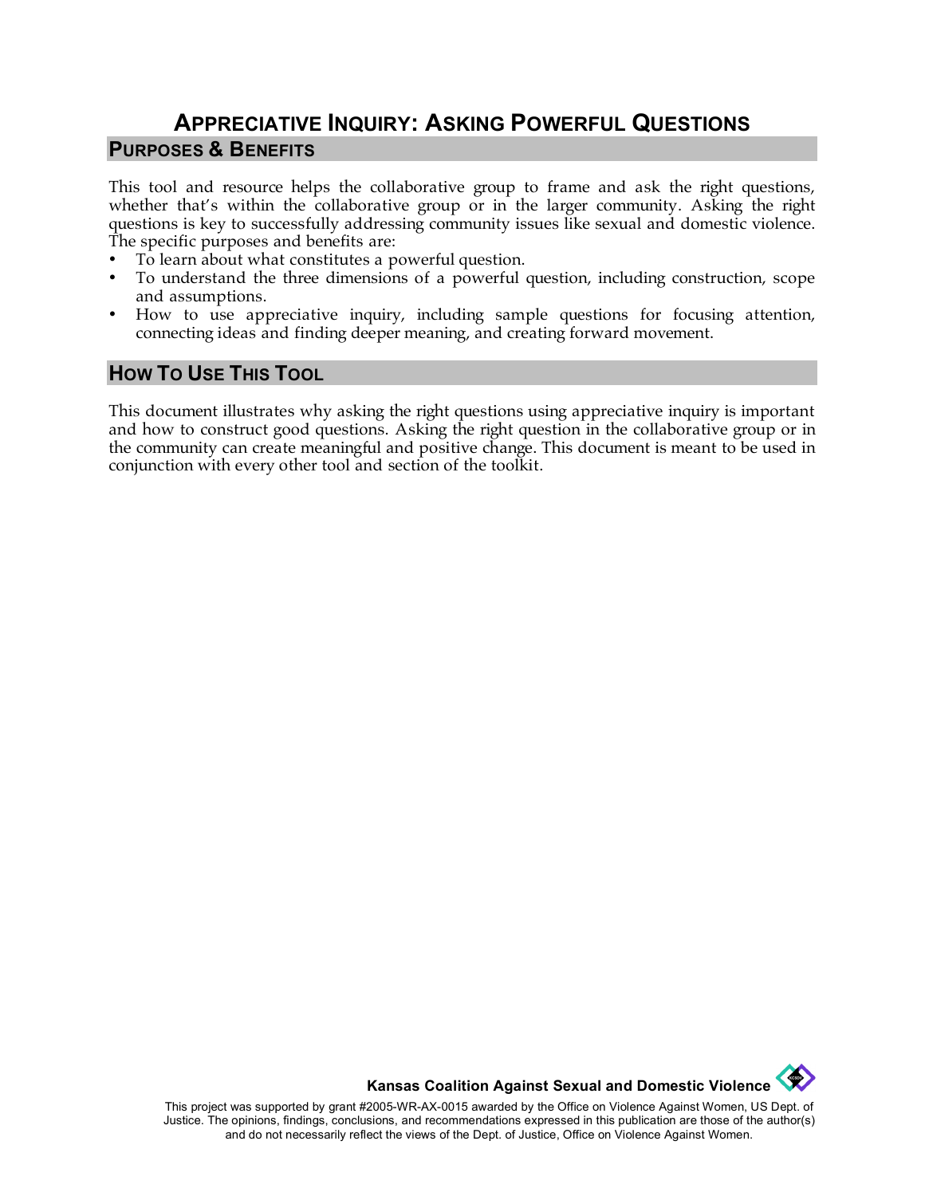# APPRECIATIVE INQUIRY: ASKING POWERFUL QUESTIONS

## PURPOSES & BENEFITS

This tool and resource helps the collaborative group to frame and ask the right questions, whether that's within the collaborative group or in the larger community. Asking the right questions is key to successfully addressing community issues like sexual and domestic violence. The specific purposes and benefits are:

- To learn about what constitutes a powerful question.
- To understand the three dimensions of a powerful question, including construction, scope and assumptions.
- How to use appreciative inquiry, including sample questions for focusing attention, connecting ideas and finding deeper meaning, and creating forward movement.

## HOW TO USE THIS TOOL

This document illustrates why asking the right questions using appreciative inquiry is important and how to construct good questions. Asking the right question in the collaborative group or in the community can create meaningful and positive change. This document is meant to be used in conjunction with every other tool and section of the toolkit.

**Kansas Coalition Against Sexual and Domestic Violence**

This project was supported by grant #2005-WR-AX-0015 awarded by the Office on Violence Against Women, US Dept. of Justice. The opinions, findings, conclusions, and recommendations expressed in this publication are those of the author(s) and do not necessarily reflect the views of the Dept. of Justice, Office on Violence Against Women.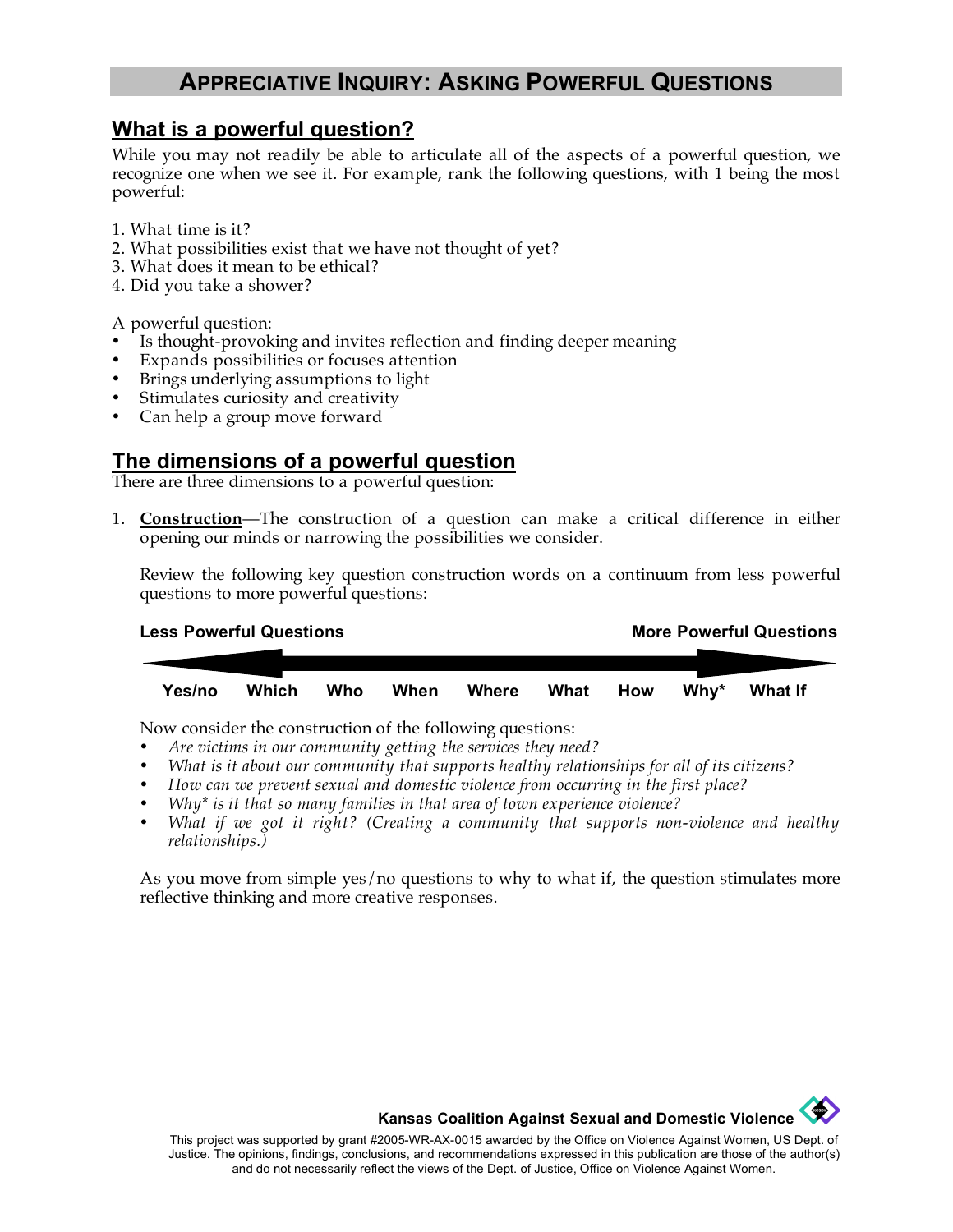# Appreciative Inquiry: Asking Powerful Questions

## What is a powerful question?

While you may not readily be able to articulate all of the aspects of a powerful question, we recognize one when we see it. For example, rank the following questions, with 1 being the most powerful:

1. What time is it?
2. What possibilities exist that we have not thought of yet?
3. What does it mean to be ethical?
4. Did you take a shower?

A powerful question:

- Is thought-provoking and invites reflection and finding deeper meaning
- Expands possibilities or focuses attention
- Brings underlying assumptions to light
- Stimulates curiosity and creativity
- Can help a group move forward

## The dimensions of a powerful question

There are three dimensions to a powerful question:

1. **Construction**—The construction of a question can make a critical difference in either opening our minds or narrowing the possibilities we consider.

   Review the following key question construction words on a continuum from less powerful questions to more powerful questions:

   **Less Powerful Questions** ⟵⟶ **More Powerful Questions**

   **Yes/no   Which   Who   When   Where   What   How   Why*   What If**

   Now consider the construction of the following questions:

   - *Are victims in our community getting the services they need?*
   - *What is it about our community that supports healthy relationships for all of its citizens?*
   - *How can we prevent sexual and domestic violence from occurring in the first place?*
   - *Why* is it that so many families in that area of town experience violence?*
   - *What if we got it right? (Creating a community that supports non-violence and healthy relationships.)*

   As you move from simple yes/no questions to why to what if, the question stimulates more reflective thinking and more creative responses.

**Kansas Coalition Against Sexual and Domestic Violence**

This project was supported by grant #2005-WR-AX-0015 awarded by the Office on Violence Against Women, US Dept. of Justice. The opinions, findings, conclusions, and recommendations expressed in this publication are those of the author(s) and do not necessarily reflect the views of the Dept. of Justice, Office on Violence Against Women.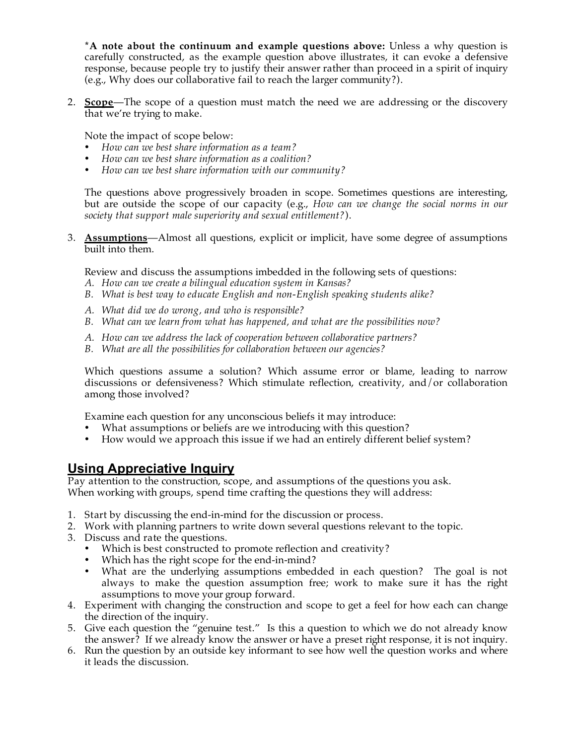***A note about the continuum and example questions above:** Unless a why question is carefully constructed, as the example question above illustrates, it can evoke a defensive response, because people try to justify their answer rather than proceed in a spirit of inquiry (e.g., Why does our collaborative fail to reach the larger community?).

2. **Scope**—The scope of a question must match the need we are addressing or the discovery that we're trying to make.

   Note the impact of scope below:
   - *How can we best share information as a team?*
   - *How can we best share information as a coalition?*
   - *How can we best share information with our community?*

   The questions above progressively broaden in scope. Sometimes questions are interesting, but are outside the scope of our capacity (e.g., *How can we change the social norms in our society that support male superiority and sexual entitlement?*).

3. **Assumptions**—Almost all questions, explicit or implicit, have some degree of assumptions built into them.

   Review and discuss the assumptions imbedded in the following sets of questions:

   A. *How can we create a bilingual education system in Kansas?*
   B. *What is best way to educate English and non-English speaking students alike?*

   A. *What did we do wrong, and who is responsible?*
   B. *What can we learn from what has happened, and what are the possibilities now?*

   A. *How can we address the lack of cooperation between collaborative partners?*
   B. *What are all the possibilities for collaboration between our agencies?*

   Which questions assume a solution? Which assume error or blame, leading to narrow discussions or defensiveness? Which stimulate reflection, creativity, and/or collaboration among those involved?

   Examine each question for any unconscious beliefs it may introduce:
   - What assumptions or beliefs are we introducing with this question?
   - How would we approach this issue if we had an entirely different belief system?

## Using Appreciative Inquiry

Pay attention to the construction, scope, and assumptions of the questions you ask.
When working with groups, spend time crafting the questions they will address:

1. Start by discussing the end-in-mind for the discussion or process.
2. Work with planning partners to write down several questions relevant to the topic.
3. Discuss and rate the questions.
   - Which is best constructed to promote reflection and creativity?
   - Which has the right scope for the end-in-mind?
   - What are the underlying assumptions embedded in each question? The goal is not always to make the question assumption free; work to make sure it has the right assumptions to move your group forward.
4. Experiment with changing the construction and scope to get a feel for how each can change the direction of the inquiry.
5. Give each question the "genuine test." Is this a question to which we do not already know the answer? If we already know the answer or have a preset right response, it is not inquiry.
6. Run the question by an outside key informant to see how well the question works and where it leads the discussion.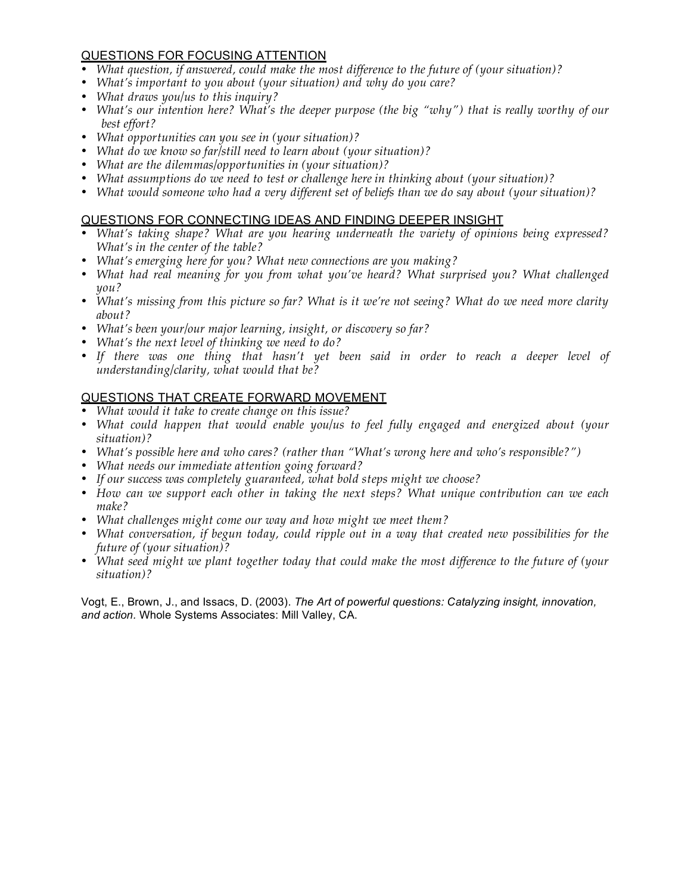## QUESTIONS FOR FOCUSING ATTENTION

- *What question, if answered, could make the most difference to the future of (your situation)?*
- *What's important to you about (your situation) and why do you care?*
- *What draws you/us to this inquiry?*
- *What's our intention here? What's the deeper purpose (the big "why") that is really worthy of our best effort?*
- *What opportunities can you see in (your situation)?*
- *What do we know so far/still need to learn about (your situation)?*
- *What are the dilemmas/opportunities in (your situation)?*
- *What assumptions do we need to test or challenge here in thinking about (your situation)?*
- *What would someone who had a very different set of beliefs than we do say about (your situation)?*

## QUESTIONS FOR CONNECTING IDEAS AND FINDING DEEPER INSIGHT

- *What's taking shape? What are you hearing underneath the variety of opinions being expressed? What's in the center of the table?*
- *What's emerging here for you? What new connections are you making?*
- *What had real meaning for you from what you've heard? What surprised you? What challenged you?*
- *What's missing from this picture so far? What is it we're not seeing? What do we need more clarity about?*
- *What's been your/our major learning, insight, or discovery so far?*
- *What's the next level of thinking we need to do?*
- *If there was one thing that hasn't yet been said in order to reach a deeper level of understanding/clarity, what would that be?*

## QUESTIONS THAT CREATE FORWARD MOVEMENT

- *What would it take to create change on this issue?*
- *What could happen that would enable you/us to feel fully engaged and energized about (your situation)?*
- *What's possible here and who cares? (rather than "What's wrong here and who's responsible?")*
- *What needs our immediate attention going forward?*
- *If our success was completely guaranteed, what bold steps might we choose?*
- *How can we support each other in taking the next steps? What unique contribution can we each make?*
- *What challenges might come our way and how might we meet them?*
- *What conversation, if begun today, could ripple out in a way that created new possibilities for the future of (your situation)?*
- *What seed might we plant together today that could make the most difference to the future of (your situation)?*

Vogt, E., Brown, J., and Issacs, D. (2003). *The Art of powerful questions: Catalyzing insight, innovation, and action.* Whole Systems Associates: Mill Valley, CA.